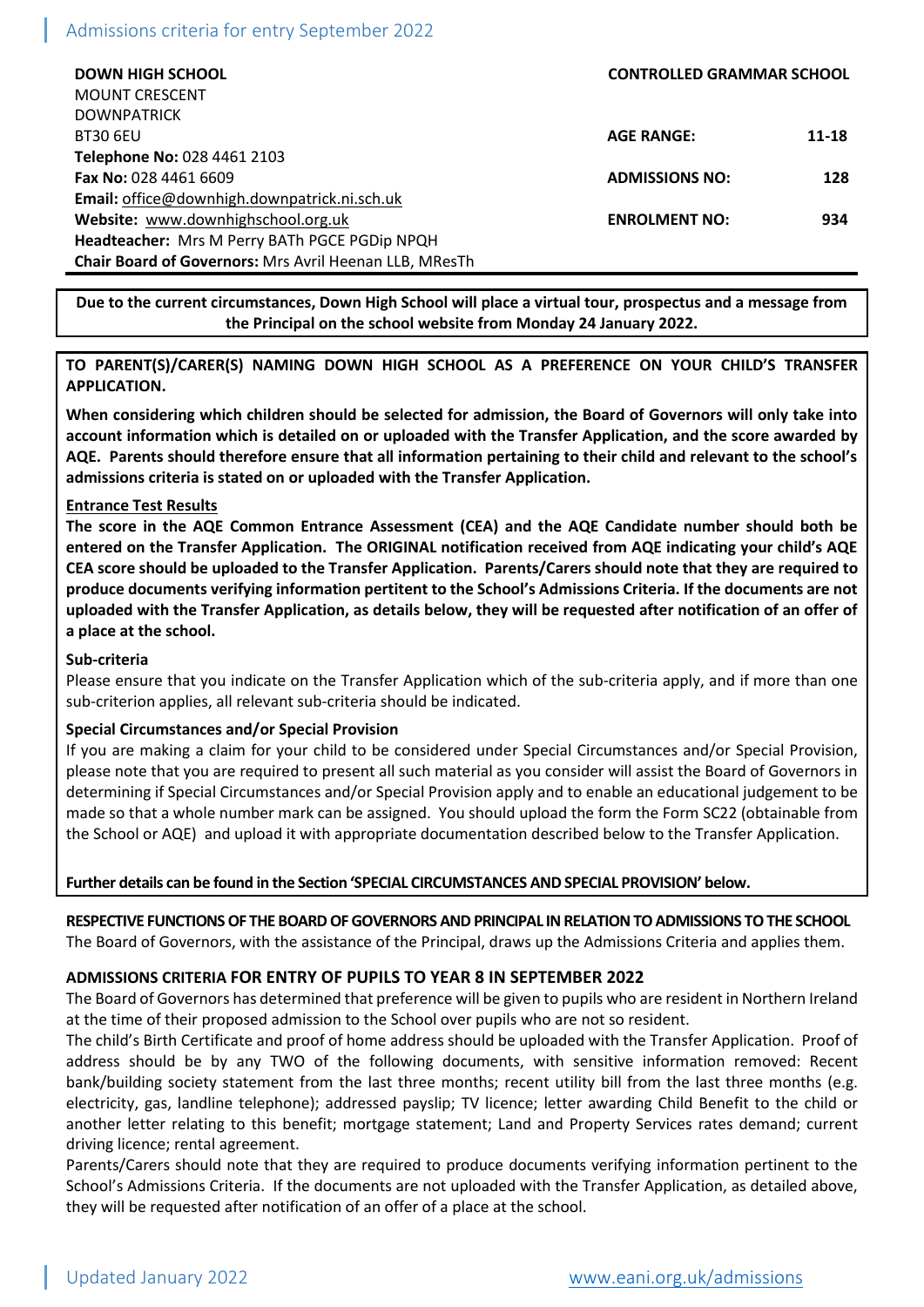**DOWN HIGH SCHOOL**
MOUNT CRESCENT
DOWNPATRICK
BT30 6EU
**Telephone No:** 028 4461 2103
**Fax No:** 028 4461 6609
**Email:** office@downhigh.downpatrick.ni.sch.uk
**Website:** www.downhighschool.org.uk
**Headteacher:** Mrs M Perry BATh PGCE PGDip NPQH
**Chair Board of Governors:** Mrs Avril Heenan LLB, MResTh

**CONTROLLED GRAMMAR SCHOOL**

| | |
|---|---|
| **AGE RANGE:** | **11-18** |
| **ADMISSIONS NO:** | **128** |
| **ENROLMENT NO:** | **934** |

**Due to the current circumstances, Down High School will place a virtual tour, prospectus and a message from the Principal on the school website from Monday 24 January 2022.**

**TO PARENT(S)/CARER(S) NAMING DOWN HIGH SCHOOL AS A PREFERENCE ON YOUR CHILD'S TRANSFER APPLICATION.**

**When considering which children should be selected for admission, the Board of Governors will only take into account information which is detailed on or uploaded with the Transfer Application, and the score awarded by AQE. Parents should therefore ensure that all information pertaining to their child and relevant to the school's admissions criteria is stated on or uploaded with the Transfer Application.**

**Entrance Test Results**

**The score in the AQE Common Entrance Assessment (CEA) and the AQE Candidate number should both be entered on the Transfer Application. The ORIGINAL notification received from AQE indicating your child's AQE CEA score should be uploaded to the Transfer Application. Parents/Carers should note that they are required to produce documents verifying information pertitent to the School's Admissions Criteria. If the documents are not uploaded with the Transfer Application, as details below, they will be requested after notification of an offer of a place at the school.**

**Sub-criteria**

Please ensure that you indicate on the Transfer Application which of the sub-criteria apply, and if more than one sub-criterion applies, all relevant sub-criteria should be indicated.

**Special Circumstances and/or Special Provision**

If you are making a claim for your child to be considered under Special Circumstances and/or Special Provision, please note that you are required to present all such material as you consider will assist the Board of Governors in determining if Special Circumstances and/or Special Provision apply and to enable an educational judgement to be made so that a whole number mark can be assigned. You should upload the form the Form SC22 (obtainable from the School or AQE) and upload it with appropriate documentation described below to the Transfer Application.

**Further details can be found in the Section 'SPECIAL CIRCUMSTANCES AND SPECIAL PROVISION' below.**

**RESPECTIVE FUNCTIONS OF THE BOARD OF GOVERNORS AND PRINCIPAL IN RELATION TO ADMISSIONS TO THE SCHOOL**

The Board of Governors, with the assistance of the Principal, draws up the Admissions Criteria and applies them.

## ADMISSIONS CRITERIA FOR ENTRY OF PUPILS TO YEAR 8 IN SEPTEMBER 2022

The Board of Governors has determined that preference will be given to pupils who are resident in Northern Ireland at the time of their proposed admission to the School over pupils who are not so resident.

The child's Birth Certificate and proof of home address should be uploaded with the Transfer Application. Proof of address should be by any TWO of the following documents, with sensitive information removed: Recent bank/building society statement from the last three months; recent utility bill from the last three months (e.g. electricity, gas, landline telephone); addressed payslip; TV licence; letter awarding Child Benefit to the child or another letter relating to this benefit; mortgage statement; Land and Property Services rates demand; current driving licence; rental agreement.

Parents/Carers should note that they are required to produce documents verifying information pertinent to the School's Admissions Criteria. If the documents are not uploaded with the Transfer Application, as detailed above, they will be requested after notification of an offer of a place at the school.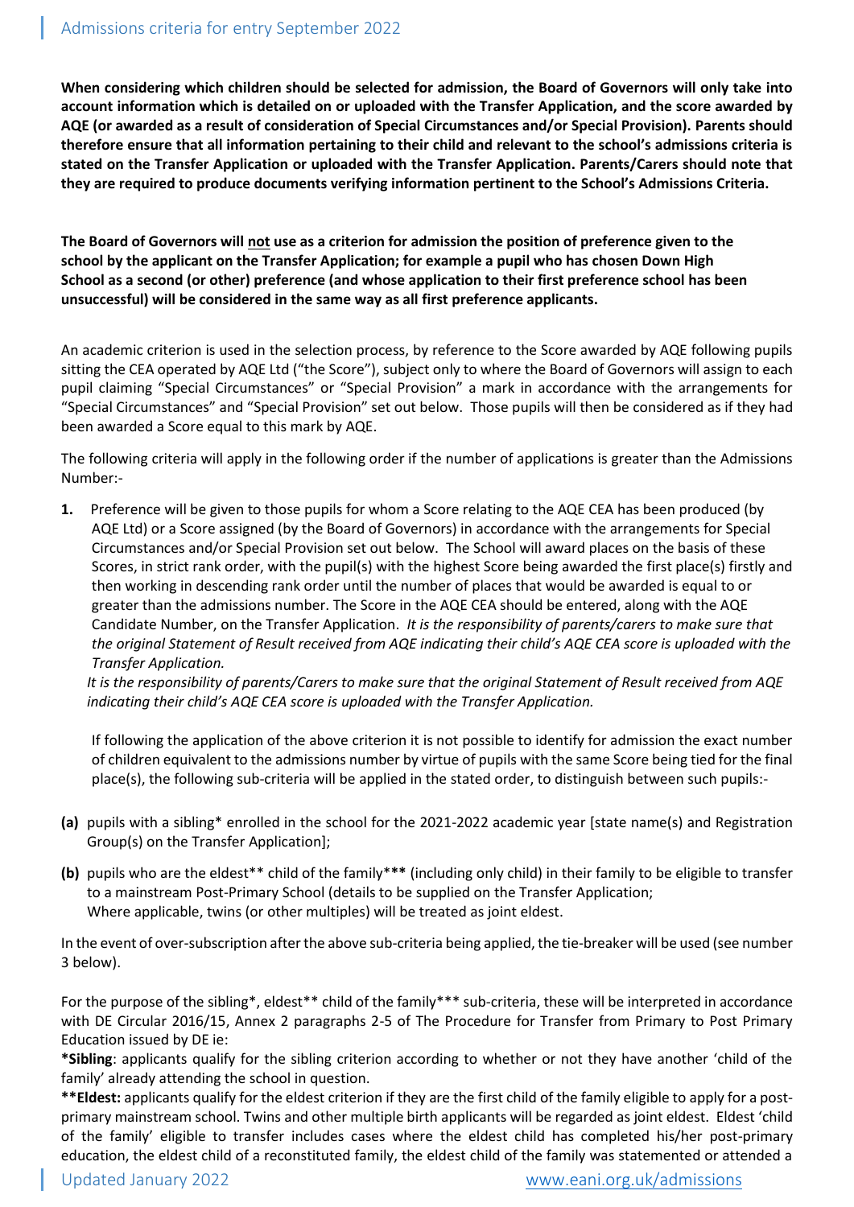# Admissions criteria for entry September 2022

**When considering which children should be selected for admission, the Board of Governors will only take into account information which is detailed on or uploaded with the Transfer Application, and the score awarded by AQE (or awarded as a result of consideration of Special Circumstances and/or Special Provision). Parents should therefore ensure that all information pertaining to their child and relevant to the school's admissions criteria is stated on the Transfer Application or uploaded with the Transfer Application. Parents/Carers should note that they are required to produce documents verifying information pertinent to the School's Admissions Criteria.**

**The Board of Governors will <u>not</u> use as a criterion for admission the position of preference given to the school by the applicant on the Transfer Application; for example a pupil who has chosen Down High School as a second (or other) preference (and whose application to their first preference school has been unsuccessful) will be considered in the same way as all first preference applicants.**

An academic criterion is used in the selection process, by reference to the Score awarded by AQE following pupils sitting the CEA operated by AQE Ltd ("the Score"), subject only to where the Board of Governors will assign to each pupil claiming "Special Circumstances" or "Special Provision" a mark in accordance with the arrangements for "Special Circumstances" and "Special Provision" set out below. Those pupils will then be considered as if they had been awarded a Score equal to this mark by AQE.

The following criteria will apply in the following order if the number of applications is greater than the Admissions Number:-

**1.** Preference will be given to those pupils for whom a Score relating to the AQE CEA has been produced (by AQE Ltd) or a Score assigned (by the Board of Governors) in accordance with the arrangements for Special Circumstances and/or Special Provision set out below. The School will award places on the basis of these Scores, in strict rank order, with the pupil(s) with the highest Score being awarded the first place(s) firstly and then working in descending rank order until the number of places that would be awarded is equal to or greater than the admissions number. The Score in the AQE CEA should be entered, along with the AQE Candidate Number, on the Transfer Application. *It is the responsibility of parents/carers to make sure that the original Statement of Result received from AQE indicating their child's AQE CEA score is uploaded with the Transfer Application.*

*It is the responsibility of parents/Carers to make sure that the original Statement of Result received from AQE indicating their child's AQE CEA score is uploaded with the Transfer Application.*

If following the application of the above criterion it is not possible to identify for admission the exact number of children equivalent to the admissions number by virtue of pupils with the same Score being tied for the final place(s), the following sub-criteria will be applied in the stated order, to distinguish between such pupils:-

**(a)** pupils with a sibling* enrolled in the school for the 2021-2022 academic year [state name(s) and Registration Group(s) on the Transfer Application];

**(b)** pupils who are the eldest** child of the family*** (including only child) in their family to be eligible to transfer to a mainstream Post-Primary School (details to be supplied on the Transfer Application;
Where applicable, twins (or other multiples) will be treated as joint eldest.

In the event of over-subscription after the above sub-criteria being applied, the tie-breaker will be used (see number 3 below).

For the purpose of the sibling*, eldest** child of the family*** sub-criteria, these will be interpreted in accordance with DE Circular 2016/15, Annex 2 paragraphs 2-5 of The Procedure for Transfer from Primary to Post Primary Education issued by DE ie:

***Sibling**: applicants qualify for the sibling criterion according to whether or not they have another 'child of the family' already attending the school in question.

****Eldest:** applicants qualify for the eldest criterion if they are the first child of the family eligible to apply for a post-primary mainstream school. Twins and other multiple birth applicants will be regarded as joint eldest. Eldest 'child of the family' eligible to transfer includes cases where the eldest child has completed his/her post-primary education, the eldest child of a reconstituted family, the eldest child of the family was statemented or attended a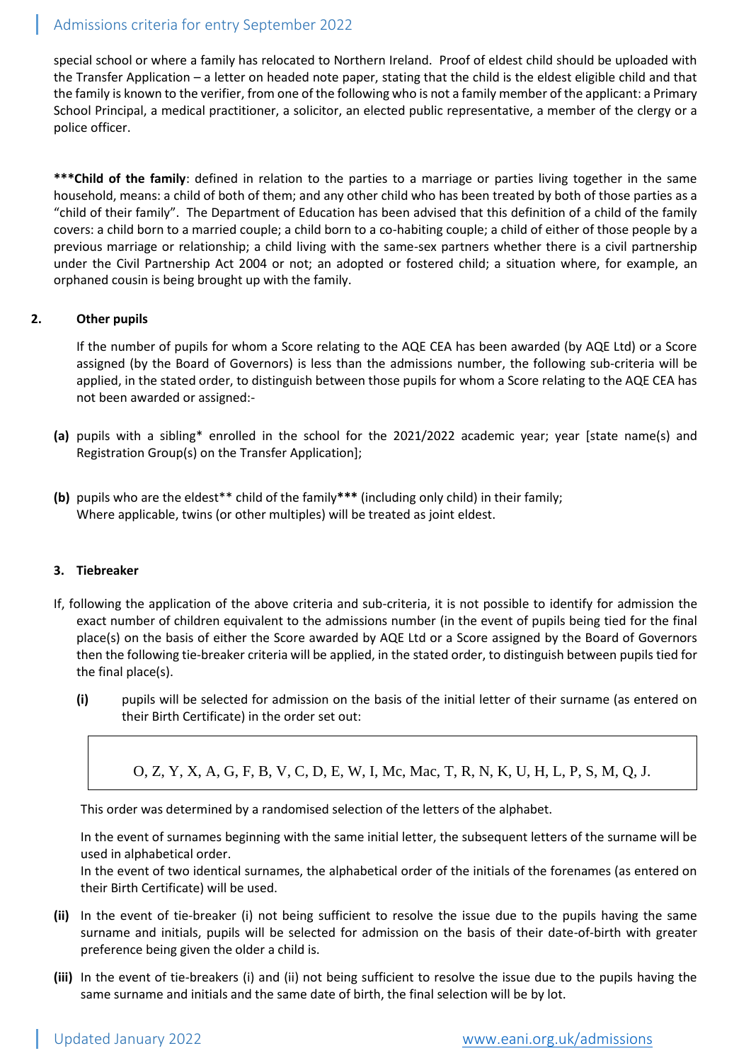special school or where a family has relocated to Northern Ireland. Proof of eldest child should be uploaded with the Transfer Application – a letter on headed note paper, stating that the child is the eldest eligible child and that the family is known to the verifier, from one of the following who is not a family member of the applicant: a Primary School Principal, a medical practitioner, a solicitor, an elected public representative, a member of the clergy or a police officer.

**\*\*\*Child of the family**: defined in relation to the parties to a marriage or parties living together in the same household, means: a child of both of them; and any other child who has been treated by both of those parties as a "child of their family". The Department of Education has been advised that this definition of a child of the family covers: a child born to a married couple; a child born to a co-habiting couple; a child of either of those people by a previous marriage or relationship; a child living with the same-sex partners whether there is a civil partnership under the Civil Partnership Act 2004 or not; an adopted or fostered child; a situation where, for example, an orphaned cousin is being brought up with the family.

**2. Other pupils**

If the number of pupils for whom a Score relating to the AQE CEA has been awarded (by AQE Ltd) or a Score assigned (by the Board of Governors) is less than the admissions number, the following sub-criteria will be applied, in the stated order, to distinguish between those pupils for whom a Score relating to the AQE CEA has not been awarded or assigned:-

**(a)** pupils with a sibling* enrolled in the school for the 2021/2022 academic year; year [state name(s) and Registration Group(s) on the Transfer Application];

**(b)** pupils who are the eldest** child of the family**\*\*\*** (including only child) in their family; Where applicable, twins (or other multiples) will be treated as joint eldest.

**3. Tiebreaker**

If, following the application of the above criteria and sub-criteria, it is not possible to identify for admission the exact number of children equivalent to the admissions number (in the event of pupils being tied for the final place(s) on the basis of either the Score awarded by AQE Ltd or a Score assigned by the Board of Governors then the following tie-breaker criteria will be applied, in the stated order, to distinguish between pupils tied for the final place(s).

**(i)** pupils will be selected for admission on the basis of the initial letter of their surname (as entered on their Birth Certificate) in the order set out:

O, Z, Y, X, A, G, F, B, V, C, D, E, W, I, Mc, Mac, T, R, N, K, U, H, L, P, S, M, Q, J.

This order was determined by a randomised selection of the letters of the alphabet.

In the event of surnames beginning with the same initial letter, the subsequent letters of the surname will be used in alphabetical order.
In the event of two identical surnames, the alphabetical order of the initials of the forenames (as entered on their Birth Certificate) will be used.

**(ii)** In the event of tie-breaker (i) not being sufficient to resolve the issue due to the pupils having the same surname and initials, pupils will be selected for admission on the basis of their date-of-birth with greater preference being given the older a child is.

**(iii)** In the event of tie-breakers (i) and (ii) not being sufficient to resolve the issue due to the pupils having the same surname and initials and the same date of birth, the final selection will be by lot.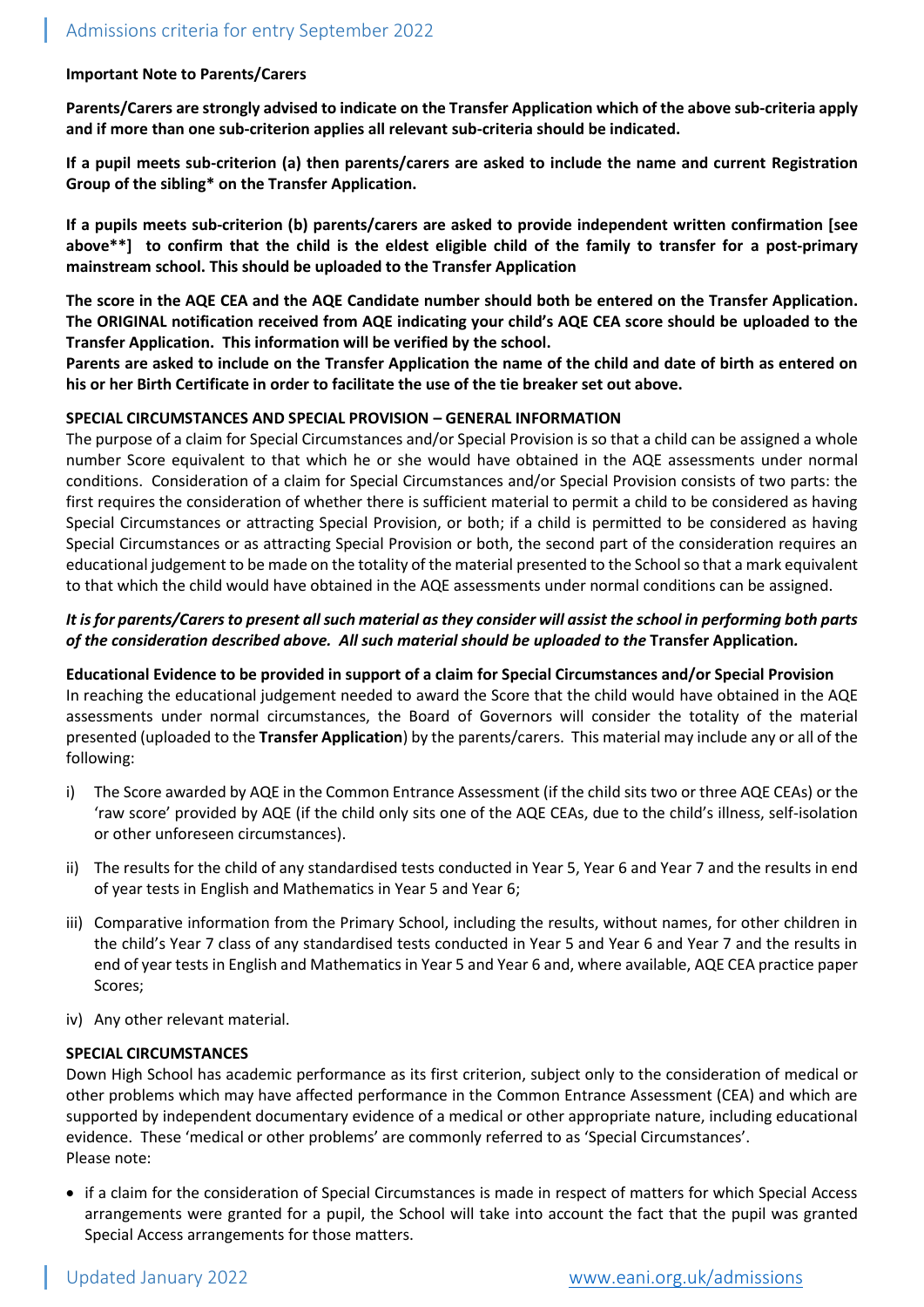**Important Note to Parents/Carers**

**Parents/Carers are strongly advised to indicate on the Transfer Application which of the above sub-criteria apply and if more than one sub-criterion applies all relevant sub-criteria should be indicated.**

**If a pupil meets sub-criterion (a) then parents/carers are asked to include the name and current Registration Group of the sibling* on the Transfer Application.**

**If a pupils meets sub-criterion (b) parents/carers are asked to provide independent written confirmation [see above**] to confirm that the child is the eldest eligible child of the family to transfer for a post-primary mainstream school. This should be uploaded to the Transfer Application**

**The score in the AQE CEA and the AQE Candidate number should both be entered on the Transfer Application. The ORIGINAL notification received from AQE indicating your child's AQE CEA score should be uploaded to the Transfer Application. This information will be verified by the school.**
**Parents are asked to include on the Transfer Application the name of the child and date of birth as entered on his or her Birth Certificate in order to facilitate the use of the tie breaker set out above.**

**SPECIAL CIRCUMSTANCES AND SPECIAL PROVISION – GENERAL INFORMATION**

The purpose of a claim for Special Circumstances and/or Special Provision is so that a child can be assigned a whole number Score equivalent to that which he or she would have obtained in the AQE assessments under normal conditions. Consideration of a claim for Special Circumstances and/or Special Provision consists of two parts: the first requires the consideration of whether there is sufficient material to permit a child to be considered as having Special Circumstances or attracting Special Provision, or both; if a child is permitted to be considered as having Special Circumstances or as attracting Special Provision or both, the second part of the consideration requires an educational judgement to be made on the totality of the material presented to the School so that a mark equivalent to that which the child would have obtained in the AQE assessments under normal conditions can be assigned.

***It is for parents/Carers to present all such material as they consider will assist the school in performing both parts of the consideration described above. All such material should be uploaded to the* Transfer Application*.***

**Educational Evidence to be provided in support of a claim for Special Circumstances and/or Special Provision**

In reaching the educational judgement needed to award the Score that the child would have obtained in the AQE assessments under normal circumstances, the Board of Governors will consider the totality of the material presented (uploaded to the **Transfer Application**) by the parents/carers. This material may include any or all of the following:

i) The Score awarded by AQE in the Common Entrance Assessment (if the child sits two or three AQE CEAs) or the 'raw score' provided by AQE (if the child only sits one of the AQE CEAs, due to the child's illness, self-isolation or other unforeseen circumstances).

ii) The results for the child of any standardised tests conducted in Year 5, Year 6 and Year 7 and the results in end of year tests in English and Mathematics in Year 5 and Year 6;

iii) Comparative information from the Primary School, including the results, without names, for other children in the child's Year 7 class of any standardised tests conducted in Year 5 and Year 6 and Year 7 and the results in end of year tests in English and Mathematics in Year 5 and Year 6 and, where available, AQE CEA practice paper Scores;

iv) Any other relevant material.

**SPECIAL CIRCUMSTANCES**

Down High School has academic performance as its first criterion, subject only to the consideration of medical or other problems which may have affected performance in the Common Entrance Assessment (CEA) and which are supported by independent documentary evidence of a medical or other appropriate nature, including educational evidence. These 'medical or other problems' are commonly referred to as 'Special Circumstances'.
Please note:

- if a claim for the consideration of Special Circumstances is made in respect of matters for which Special Access arrangements were granted for a pupil, the School will take into account the fact that the pupil was granted Special Access arrangements for those matters.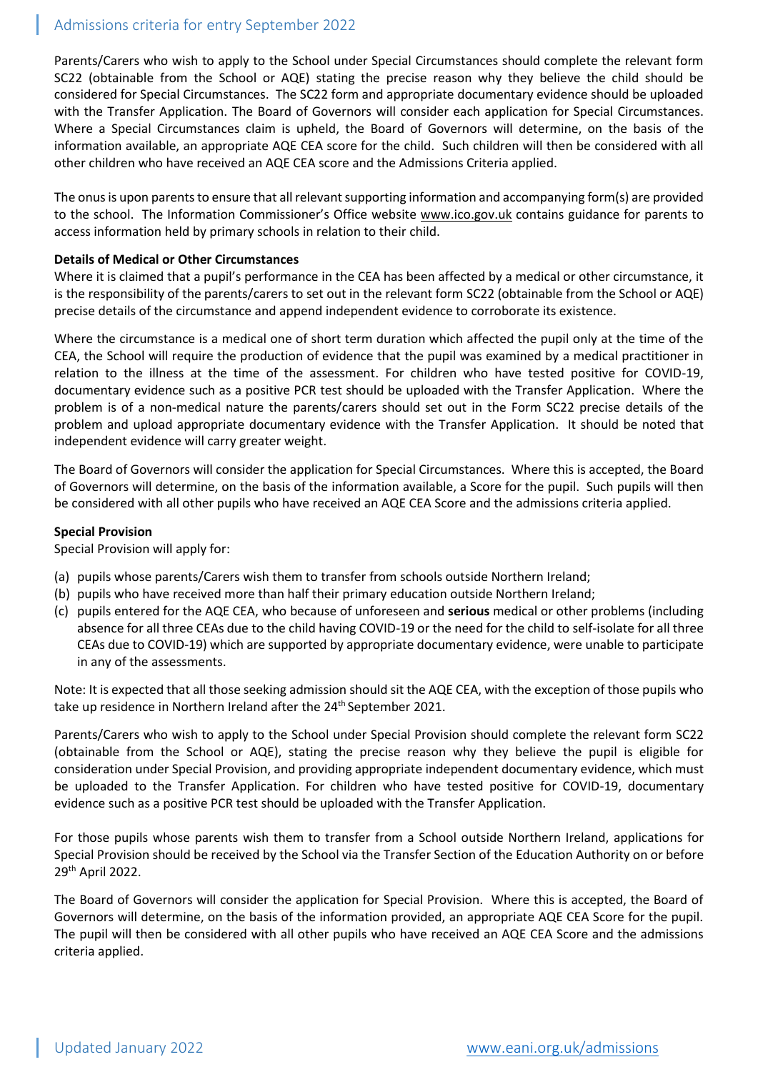Parents/Carers who wish to apply to the School under Special Circumstances should complete the relevant form SC22 (obtainable from the School or AQE) stating the precise reason why they believe the child should be considered for Special Circumstances. The SC22 form and appropriate documentary evidence should be uploaded with the Transfer Application. The Board of Governors will consider each application for Special Circumstances. Where a Special Circumstances claim is upheld, the Board of Governors will determine, on the basis of the information available, an appropriate AQE CEA score for the child. Such children will then be considered with all other children who have received an AQE CEA score and the Admissions Criteria applied.

The onus is upon parents to ensure that all relevant supporting information and accompanying form(s) are provided to the school. The Information Commissioner's Office website www.ico.gov.uk contains guidance for parents to access information held by primary schools in relation to their child.

**Details of Medical or Other Circumstances**

Where it is claimed that a pupil's performance in the CEA has been affected by a medical or other circumstance, it is the responsibility of the parents/carers to set out in the relevant form SC22 (obtainable from the School or AQE) precise details of the circumstance and append independent evidence to corroborate its existence.

Where the circumstance is a medical one of short term duration which affected the pupil only at the time of the CEA, the School will require the production of evidence that the pupil was examined by a medical practitioner in relation to the illness at the time of the assessment. For children who have tested positive for COVID-19, documentary evidence such as a positive PCR test should be uploaded with the Transfer Application. Where the problem is of a non-medical nature the parents/carers should set out in the Form SC22 precise details of the problem and upload appropriate documentary evidence with the Transfer Application. It should be noted that independent evidence will carry greater weight.

The Board of Governors will consider the application for Special Circumstances. Where this is accepted, the Board of Governors will determine, on the basis of the information available, a Score for the pupil. Such pupils will then be considered with all other pupils who have received an AQE CEA Score and the admissions criteria applied.

**Special Provision**

Special Provision will apply for:

(a) pupils whose parents/Carers wish them to transfer from schools outside Northern Ireland;
(b) pupils who have received more than half their primary education outside Northern Ireland;
(c) pupils entered for the AQE CEA, who because of unforeseen and **serious** medical or other problems (including absence for all three CEAs due to the child having COVID-19 or the need for the child to self-isolate for all three CEAs due to COVID-19) which are supported by appropriate documentary evidence, were unable to participate in any of the assessments.

Note: It is expected that all those seeking admission should sit the AQE CEA, with the exception of those pupils who take up residence in Northern Ireland after the 24th September 2021.

Parents/Carers who wish to apply to the School under Special Provision should complete the relevant form SC22 (obtainable from the School or AQE), stating the precise reason why they believe the pupil is eligible for consideration under Special Provision, and providing appropriate independent documentary evidence, which must be uploaded to the Transfer Application. For children who have tested positive for COVID-19, documentary evidence such as a positive PCR test should be uploaded with the Transfer Application.

For those pupils whose parents wish them to transfer from a School outside Northern Ireland, applications for Special Provision should be received by the School via the Transfer Section of the Education Authority on or before 29th April 2022.

The Board of Governors will consider the application for Special Provision. Where this is accepted, the Board of Governors will determine, on the basis of the information provided, an appropriate AQE CEA Score for the pupil. The pupil will then be considered with all other pupils who have received an AQE CEA Score and the admissions criteria applied.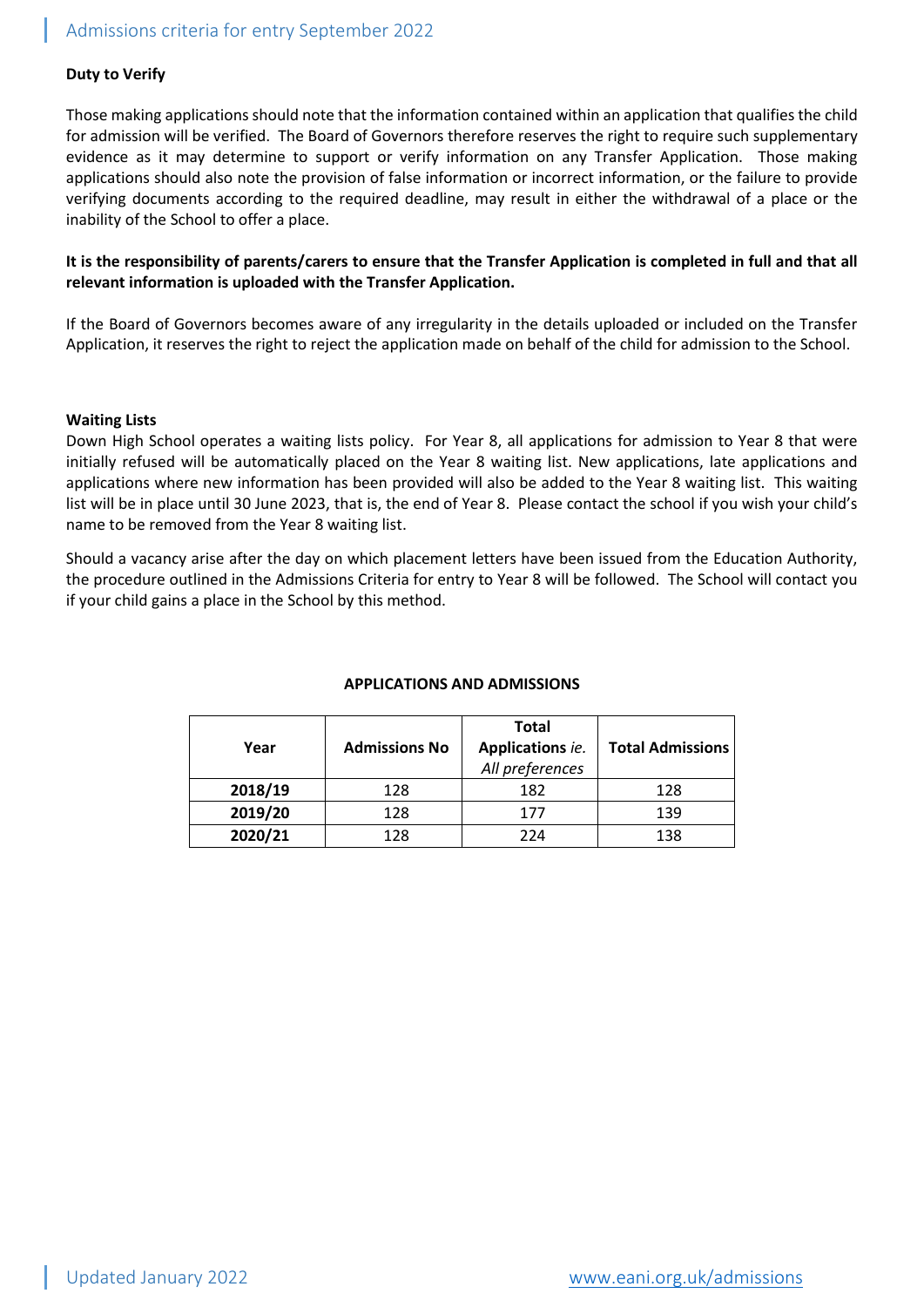**Duty to Verify**

Those making applications should note that the information contained within an application that qualifies the child for admission will be verified. The Board of Governors therefore reserves the right to require such supplementary evidence as it may determine to support or verify information on any Transfer Application. Those making applications should also note the provision of false information or incorrect information, or the failure to provide verifying documents according to the required deadline, may result in either the withdrawal of a place or the inability of the School to offer a place.

**It is the responsibility of parents/carers to ensure that the Transfer Application is completed in full and that all relevant information is uploaded with the Transfer Application.**

If the Board of Governors becomes aware of any irregularity in the details uploaded or included on the Transfer Application, it reserves the right to reject the application made on behalf of the child for admission to the School.

**Waiting Lists**

Down High School operates a waiting lists policy. For Year 8, all applications for admission to Year 8 that were initially refused will be automatically placed on the Year 8 waiting list. New applications, late applications and applications where new information has been provided will also be added to the Year 8 waiting list. This waiting list will be in place until 30 June 2023, that is, the end of Year 8. Please contact the school if you wish your child's name to be removed from the Year 8 waiting list.

Should a vacancy arise after the day on which placement letters have been issued from the Education Authority, the procedure outlined in the Admissions Criteria for entry to Year 8 will be followed. The School will contact you if your child gains a place in the School by this method.

**APPLICATIONS AND ADMISSIONS**

| Year | Admissions No | Total Applications *ie. All preferences* | Total Admissions |
|---|---|---|---|
| **2018/19** | 128 | 182 | 128 |
| **2019/20** | 128 | 177 | 139 |
| **2020/21** | 128 | 224 | 138 |